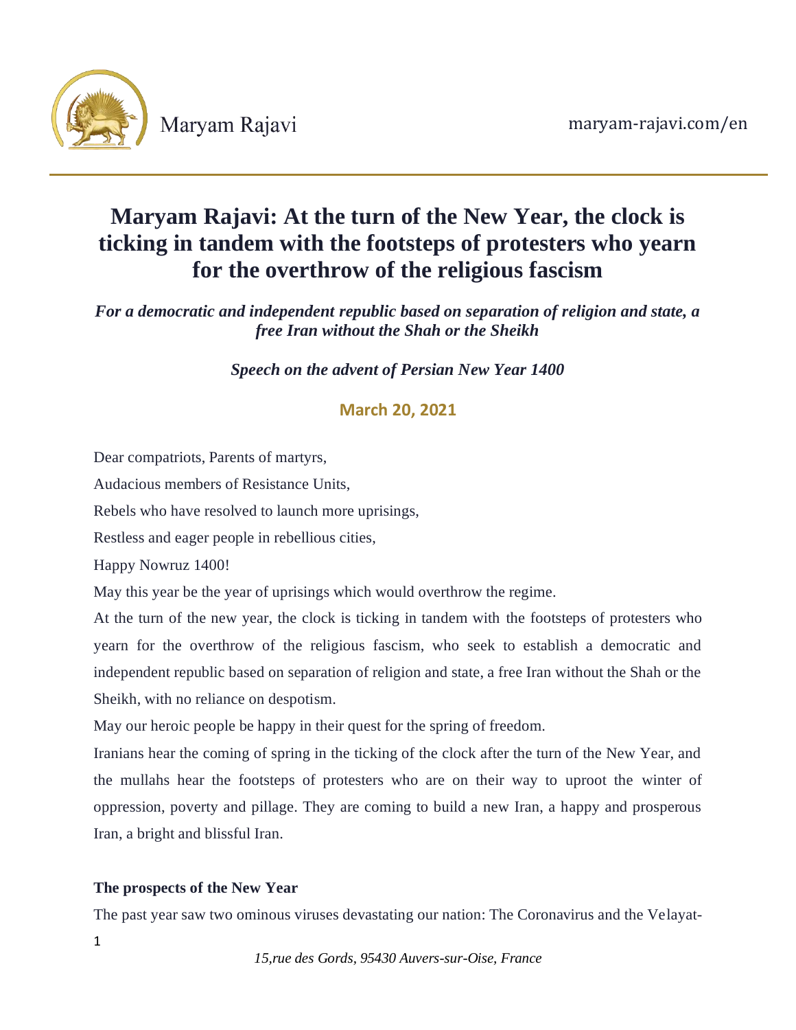# Maryam Rajavi: At the turn of the New Year, the clock is ticking in tandem with the footsteps of protesters who yearn for the overthrow of the religious fascism

*For a democratic and independent republic based on separation of religion and state, a free Iran without the Shah or the Sheikh*

*Speech on the advent of Persian New Year 1400*

**March 20, 2021**

Dear compatriots, Parents of martyrs,

Audacious members of Resistance Units,

Rebels who have resolved to launch more uprisings,

Restless and eager people in rebellious cities,

Happy Nowruz 1400!

May this year be the year of uprisings which would overthrow the regime.

At the turn of the new year, the clock is ticking in tandem with the footsteps of protesters who yearn for the overthrow of the religious fascism, who seek to establish a democratic and independent republic based on separation of religion and state, a free Iran without the Shah or the Sheikh, with no reliance on despotism.

May our heroic people be happy in their quest for the spring of freedom.

Iranians hear the coming of spring in the ticking of the clock after the turn of the New Year, and the mullahs hear the footsteps of protesters who are on their way to uproot the winter of oppression, poverty and pillage. They are coming to build a new Iran, a happy and prosperous Iran, a bright and blissful Iran.

**The prospects of the New Year**

The past year saw two ominous viruses devastating our nation: The Coronavirus and the Velayat-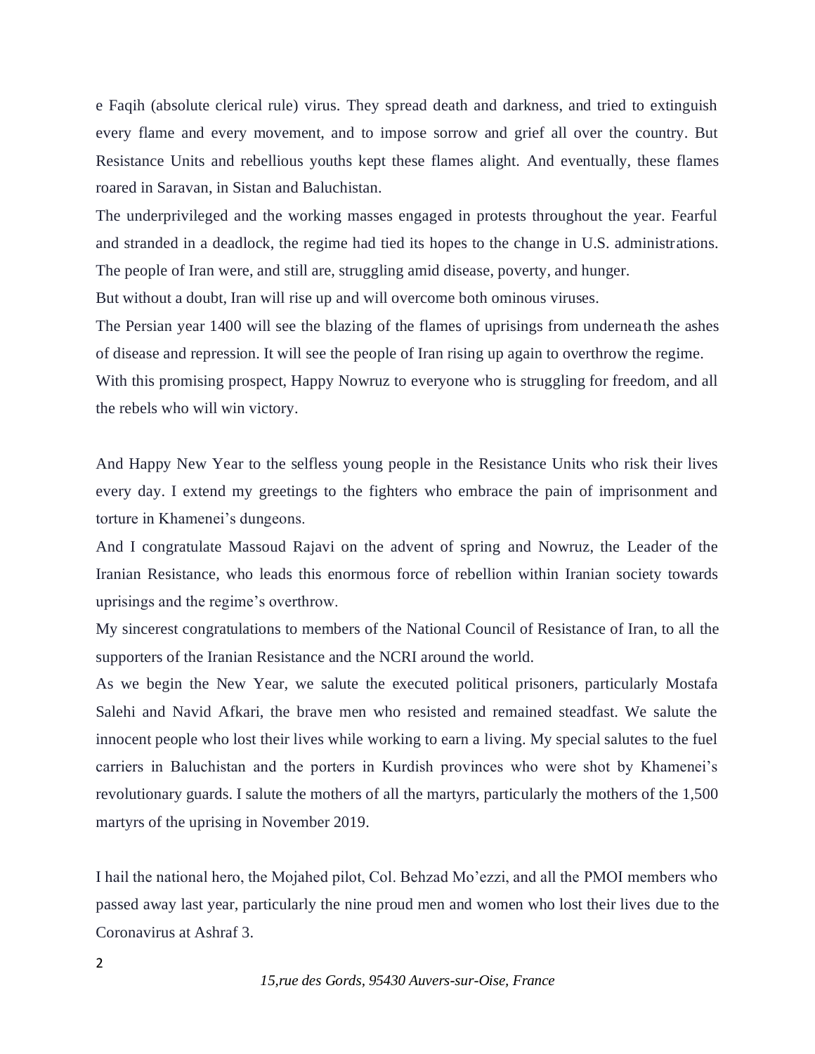e Faqih (absolute clerical rule) virus. They spread death and darkness, and tried to extinguish every flame and every movement, and to impose sorrow and grief all over the country. But Resistance Units and rebellious youths kept these flames alight. And eventually, these flames roared in Saravan, in Sistan and Baluchistan.

The underprivileged and the working masses engaged in protests throughout the year. Fearful and stranded in a deadlock, the regime had tied its hopes to the change in U.S. administrations. The people of Iran were, and still are, struggling amid disease, poverty, and hunger.

But without a doubt, Iran will rise up and will overcome both ominous viruses.

The Persian year 1400 will see the blazing of the flames of uprisings from underneath the ashes of disease and repression. It will see the people of Iran rising up again to overthrow the regime.

With this promising prospect, Happy Nowruz to everyone who is struggling for freedom, and all the rebels who will win victory.

And Happy New Year to the selfless young people in the Resistance Units who risk their lives every day. I extend my greetings to the fighters who embrace the pain of imprisonment and torture in Khamenei's dungeons.

And I congratulate Massoud Rajavi on the advent of spring and Nowruz, the Leader of the Iranian Resistance, who leads this enormous force of rebellion within Iranian society towards uprisings and the regime's overthrow.

My sincerest congratulations to members of the National Council of Resistance of Iran, to all the supporters of the Iranian Resistance and the NCRI around the world.

As we begin the New Year, we salute the executed political prisoners, particularly Mostafa Salehi and Navid Afkari, the brave men who resisted and remained steadfast. We salute the innocent people who lost their lives while working to earn a living. My special salutes to the fuel carriers in Baluchistan and the porters in Kurdish provinces who were shot by Khamenei's revolutionary guards. I salute the mothers of all the martyrs, particularly the mothers of the 1,500 martyrs of the uprising in November 2019.

I hail the national hero, the Mojahed pilot, Col. Behzad Mo'ezzi, and all the PMOI members who passed away last year, particularly the nine proud men and women who lost their lives due to the Coronavirus at Ashraf 3.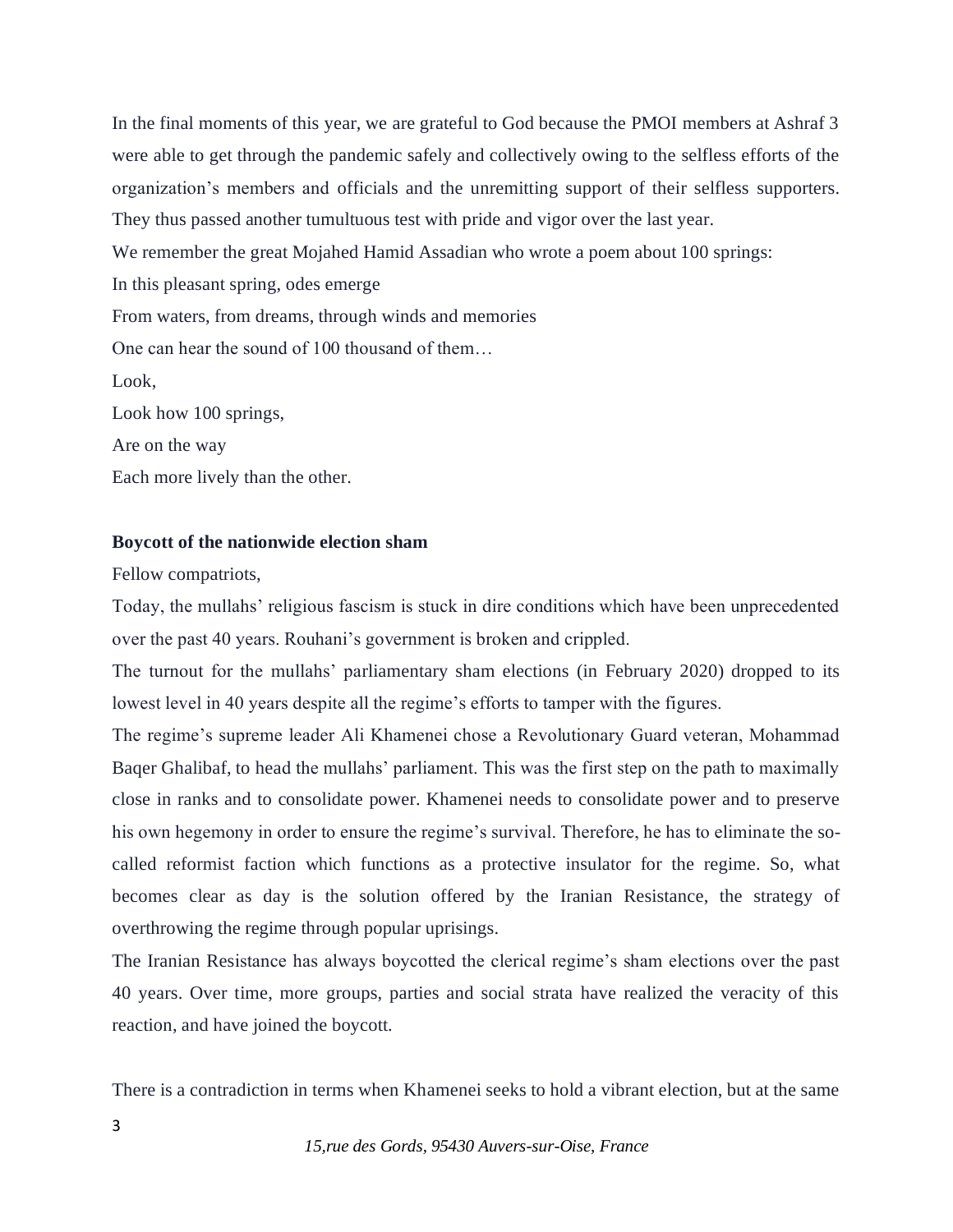In the final moments of this year, we are grateful to God because the PMOI members at Ashraf 3 were able to get through the pandemic safely and collectively owing to the selfless efforts of the organization's members and officials and the unremitting support of their selfless supporters. They thus passed another tumultuous test with pride and vigor over the last year.

We remember the great Mojahed Hamid Assadian who wrote a poem about 100 springs:

In this pleasant spring, odes emerge

From waters, from dreams, through winds and memories

One can hear the sound of 100 thousand of them…

Look,

Look how 100 springs,

Are on the way

Each more lively than the other.

**Boycott of the nationwide election sham**

Fellow compatriots,

Today, the mullahs' religious fascism is stuck in dire conditions which have been unprecedented over the past 40 years. Rouhani's government is broken and crippled.

The turnout for the mullahs' parliamentary sham elections (in February 2020) dropped to its lowest level in 40 years despite all the regime's efforts to tamper with the figures.

The regime's supreme leader Ali Khamenei chose a Revolutionary Guard veteran, Mohammad Baqer Ghalibaf, to head the mullahs' parliament. This was the first step on the path to maximally close in ranks and to consolidate power. Khamenei needs to consolidate power and to preserve his own hegemony in order to ensure the regime's survival. Therefore, he has to eliminate the so-called reformist faction which functions as a protective insulator for the regime. So, what becomes clear as day is the solution offered by the Iranian Resistance, the strategy of overthrowing the regime through popular uprisings.

The Iranian Resistance has always boycotted the clerical regime's sham elections over the past 40 years. Over time, more groups, parties and social strata have realized the veracity of this reaction, and have joined the boycott.

There is a contradiction in terms when Khamenei seeks to hold a vibrant election, but at the same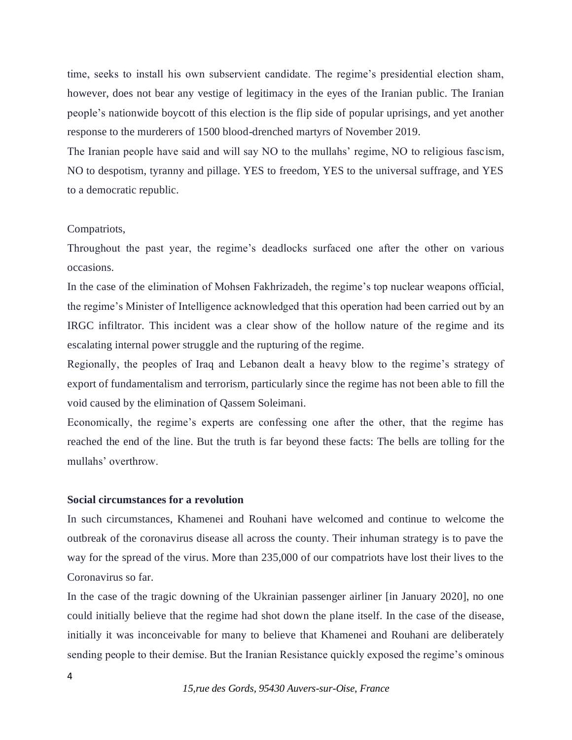time, seeks to install his own subservient candidate. The regime's presidential election sham, however, does not bear any vestige of legitimacy in the eyes of the Iranian public. The Iranian people's nationwide boycott of this election is the flip side of popular uprisings, and yet another response to the murderers of 1500 blood-drenched martyrs of November 2019.

The Iranian people have said and will say NO to the mullahs' regime, NO to religious fascism, NO to despotism, tyranny and pillage. YES to freedom, YES to the universal suffrage, and YES to a democratic republic.

Compatriots,

Throughout the past year, the regime's deadlocks surfaced one after the other on various occasions.

In the case of the elimination of Mohsen Fakhrizadeh, the regime's top nuclear weapons official, the regime's Minister of Intelligence acknowledged that this operation had been carried out by an IRGC infiltrator. This incident was a clear show of the hollow nature of the regime and its escalating internal power struggle and the rupturing of the regime.

Regionally, the peoples of Iraq and Lebanon dealt a heavy blow to the regime's strategy of export of fundamentalism and terrorism, particularly since the regime has not been able to fill the void caused by the elimination of Qassem Soleimani.

Economically, the regime's experts are confessing one after the other, that the regime has reached the end of the line. But the truth is far beyond these facts: The bells are tolling for the mullahs' overthrow.

**Social circumstances for a revolution**

In such circumstances, Khamenei and Rouhani have welcomed and continue to welcome the outbreak of the coronavirus disease all across the county. Their inhuman strategy is to pave the way for the spread of the virus. More than 235,000 of our compatriots have lost their lives to the Coronavirus so far.

In the case of the tragic downing of the Ukrainian passenger airliner [in January 2020], no one could initially believe that the regime had shot down the plane itself. In the case of the disease, initially it was inconceivable for many to believe that Khamenei and Rouhani are deliberately sending people to their demise. But the Iranian Resistance quickly exposed the regime's ominous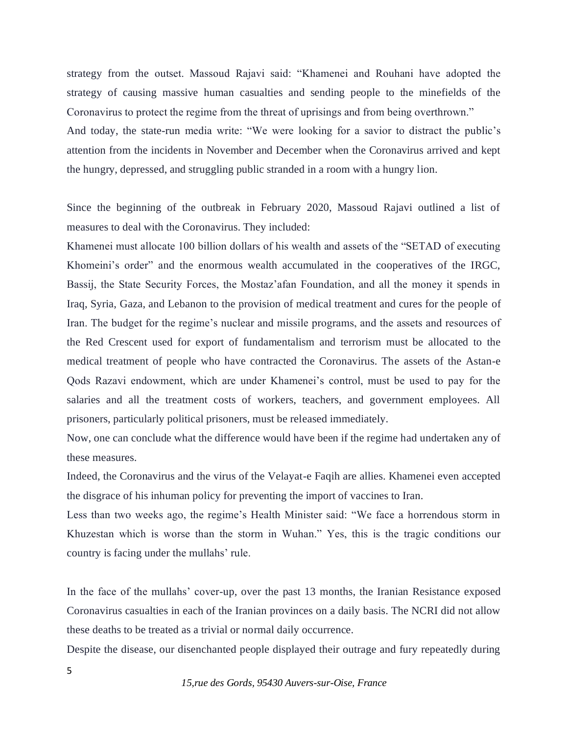strategy from the outset. Massoud Rajavi said: "Khamenei and Rouhani have adopted the strategy of causing massive human casualties and sending people to the minefields of the Coronavirus to protect the regime from the threat of uprisings and from being overthrown."

And today, the state-run media write: "We were looking for a savior to distract the public's attention from the incidents in November and December when the Coronavirus arrived and kept the hungry, depressed, and struggling public stranded in a room with a hungry lion.

Since the beginning of the outbreak in February 2020, Massoud Rajavi outlined a list of measures to deal with the Coronavirus. They included:

Khamenei must allocate 100 billion dollars of his wealth and assets of the "SETAD of executing Khomeini's order" and the enormous wealth accumulated in the cooperatives of the IRGC, Bassij, the State Security Forces, the Mostaz'afan Foundation, and all the money it spends in Iraq, Syria, Gaza, and Lebanon to the provision of medical treatment and cures for the people of Iran. The budget for the regime's nuclear and missile programs, and the assets and resources of the Red Crescent used for export of fundamentalism and terrorism must be allocated to the medical treatment of people who have contracted the Coronavirus. The assets of the Astan-e Qods Razavi endowment, which are under Khamenei's control, must be used to pay for the salaries and all the treatment costs of workers, teachers, and government employees. All prisoners, particularly political prisoners, must be released immediately.

Now, one can conclude what the difference would have been if the regime had undertaken any of these measures.

Indeed, the Coronavirus and the virus of the Velayat-e Faqih are allies. Khamenei even accepted the disgrace of his inhuman policy for preventing the import of vaccines to Iran.

Less than two weeks ago, the regime's Health Minister said: "We face a horrendous storm in Khuzestan which is worse than the storm in Wuhan." Yes, this is the tragic conditions our country is facing under the mullahs' rule.

In the face of the mullahs' cover-up, over the past 13 months, the Iranian Resistance exposed Coronavirus casualties in each of the Iranian provinces on a daily basis. The NCRI did not allow these deaths to be treated as a trivial or normal daily occurrence.

Despite the disease, our disenchanted people displayed their outrage and fury repeatedly during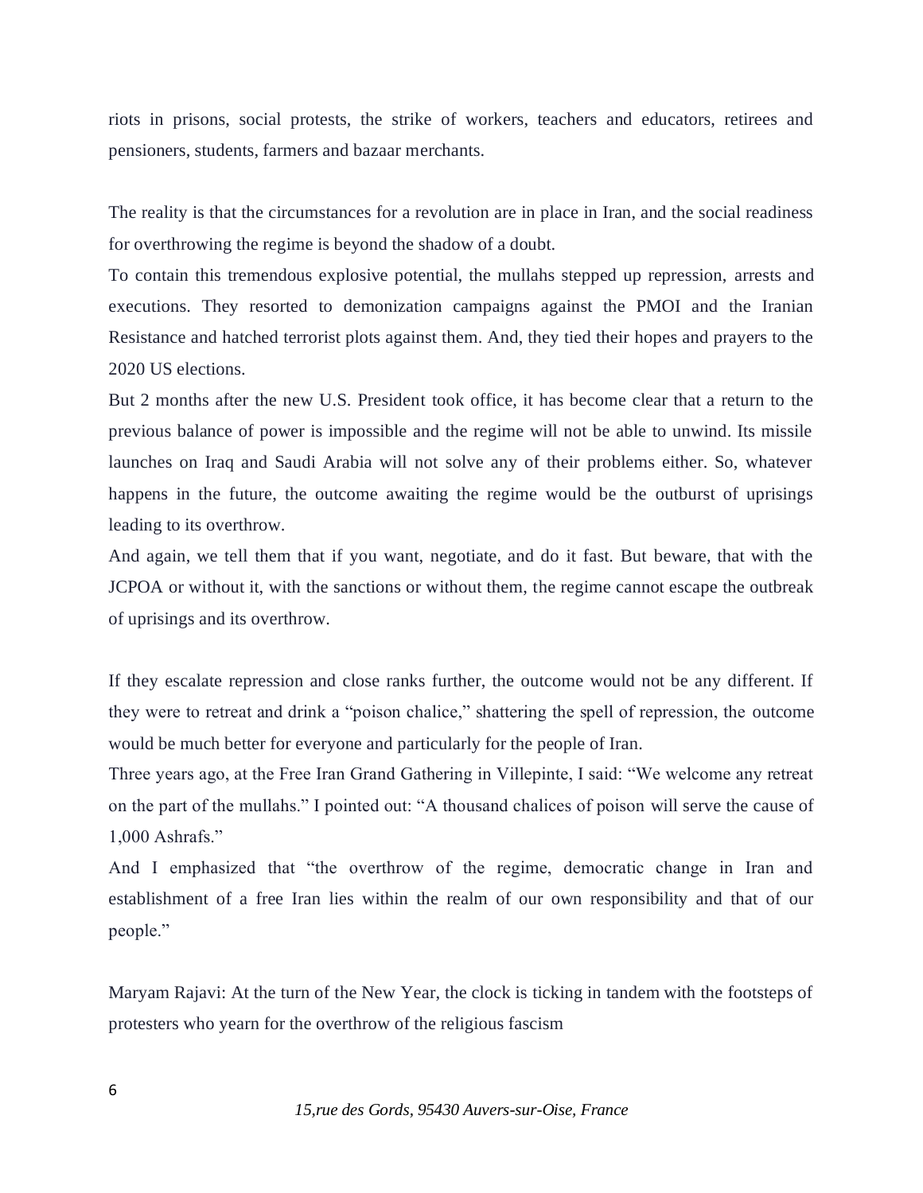riots in prisons, social protests, the strike of workers, teachers and educators, retirees and pensioners, students, farmers and bazaar merchants.

The reality is that the circumstances for a revolution are in place in Iran, and the social readiness for overthrowing the regime is beyond the shadow of a doubt.

To contain this tremendous explosive potential, the mullahs stepped up repression, arrests and executions. They resorted to demonization campaigns against the PMOI and the Iranian Resistance and hatched terrorist plots against them. And, they tied their hopes and prayers to the 2020 US elections.

But 2 months after the new U.S. President took office, it has become clear that a return to the previous balance of power is impossible and the regime will not be able to unwind. Its missile launches on Iraq and Saudi Arabia will not solve any of their problems either. So, whatever happens in the future, the outcome awaiting the regime would be the outburst of uprisings leading to its overthrow.

And again, we tell them that if you want, negotiate, and do it fast. But beware, that with the JCPOA or without it, with the sanctions or without them, the regime cannot escape the outbreak of uprisings and its overthrow.

If they escalate repression and close ranks further, the outcome would not be any different. If they were to retreat and drink a "poison chalice," shattering the spell of repression, the outcome would be much better for everyone and particularly for the people of Iran.

Three years ago, at the Free Iran Grand Gathering in Villepinte, I said: "We welcome any retreat on the part of the mullahs." I pointed out: "A thousand chalices of poison will serve the cause of 1,000 Ashrafs."

And I emphasized that "the overthrow of the regime, democratic change in Iran and establishment of a free Iran lies within the realm of our own responsibility and that of our people."

Maryam Rajavi: At the turn of the New Year, the clock is ticking in tandem with the footsteps of protesters who yearn for the overthrow of the religious fascism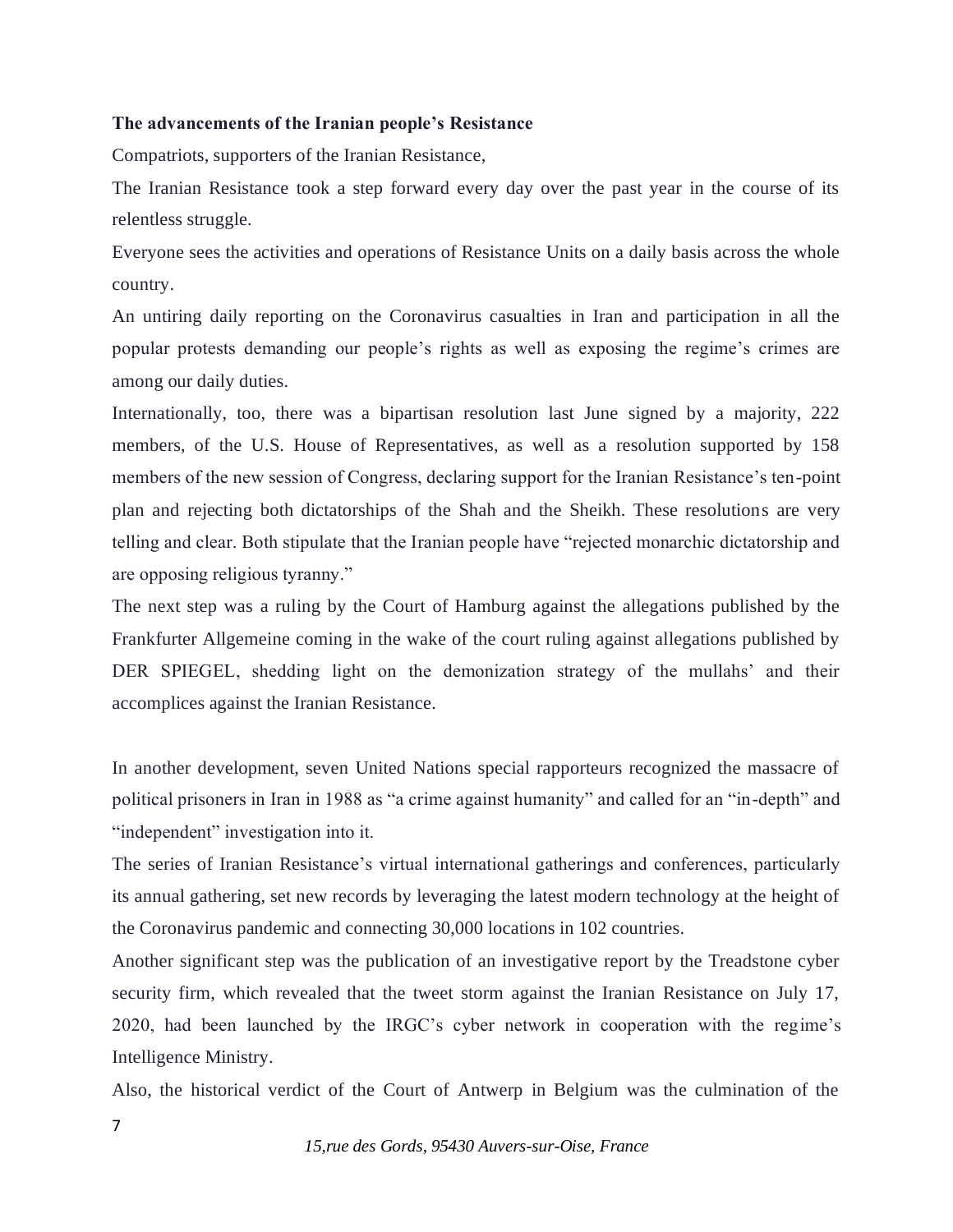**The advancements of the Iranian people's Resistance**

Compatriots, supporters of the Iranian Resistance,

The Iranian Resistance took a step forward every day over the past year in the course of its relentless struggle.

Everyone sees the activities and operations of Resistance Units on a daily basis across the whole country.

An untiring daily reporting on the Coronavirus casualties in Iran and participation in all the popular protests demanding our people's rights as well as exposing the regime's crimes are among our daily duties.

Internationally, too, there was a bipartisan resolution last June signed by a majority, 222 members, of the U.S. House of Representatives, as well as a resolution supported by 158 members of the new session of Congress, declaring support for the Iranian Resistance's ten-point plan and rejecting both dictatorships of the Shah and the Sheikh. These resolutions are very telling and clear. Both stipulate that the Iranian people have "rejected monarchic dictatorship and are opposing religious tyranny."

The next step was a ruling by the Court of Hamburg against the allegations published by the Frankfurter Allgemeine coming in the wake of the court ruling against allegations published by DER SPIEGEL, shedding light on the demonization strategy of the mullahs' and their accomplices against the Iranian Resistance.

In another development, seven United Nations special rapporteurs recognized the massacre of political prisoners in Iran in 1988 as "a crime against humanity" and called for an "in-depth" and "independent" investigation into it.

The series of Iranian Resistance's virtual international gatherings and conferences, particularly its annual gathering, set new records by leveraging the latest modern technology at the height of the Coronavirus pandemic and connecting 30,000 locations in 102 countries.

Another significant step was the publication of an investigative report by the Treadstone cyber security firm, which revealed that the tweet storm against the Iranian Resistance on July 17, 2020, had been launched by the IRGC's cyber network in cooperation with the regime's Intelligence Ministry.

Also, the historical verdict of the Court of Antwerp in Belgium was the culmination of the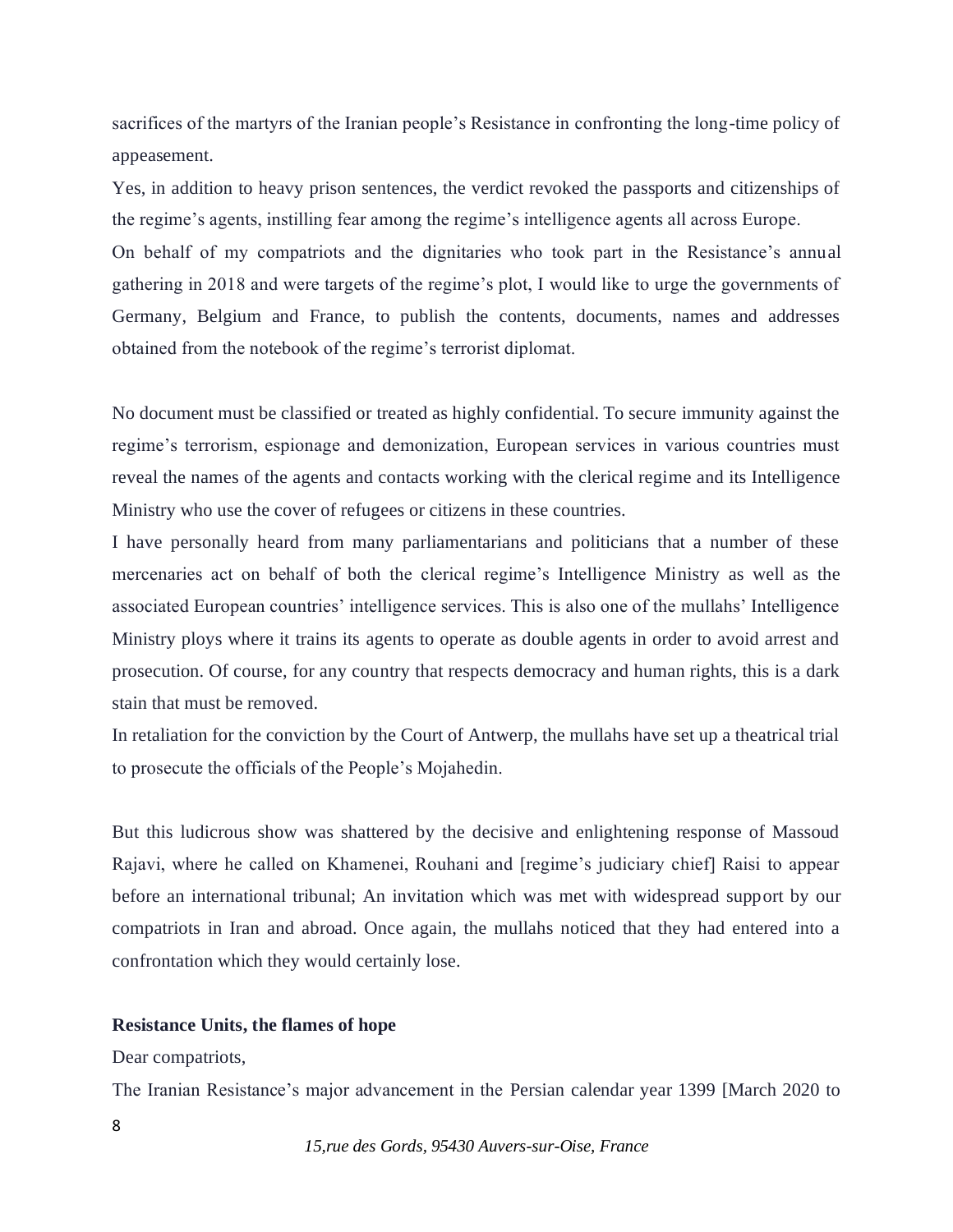sacrifices of the martyrs of the Iranian people's Resistance in confronting the long-time policy of appeasement.

Yes, in addition to heavy prison sentences, the verdict revoked the passports and citizenships of the regime's agents, instilling fear among the regime's intelligence agents all across Europe.

On behalf of my compatriots and the dignitaries who took part in the Resistance's annual gathering in 2018 and were targets of the regime's plot, I would like to urge the governments of Germany, Belgium and France, to publish the contents, documents, names and addresses obtained from the notebook of the regime's terrorist diplomat.

No document must be classified or treated as highly confidential. To secure immunity against the regime's terrorism, espionage and demonization, European services in various countries must reveal the names of the agents and contacts working with the clerical regime and its Intelligence Ministry who use the cover of refugees or citizens in these countries.

I have personally heard from many parliamentarians and politicians that a number of these mercenaries act on behalf of both the clerical regime's Intelligence Ministry as well as the associated European countries' intelligence services. This is also one of the mullahs' Intelligence Ministry ploys where it trains its agents to operate as double agents in order to avoid arrest and prosecution. Of course, for any country that respects democracy and human rights, this is a dark stain that must be removed.

In retaliation for the conviction by the Court of Antwerp, the mullahs have set up a theatrical trial to prosecute the officials of the People's Mojahedin.

But this ludicrous show was shattered by the decisive and enlightening response of Massoud Rajavi, where he called on Khamenei, Rouhani and [regime's judiciary chief] Raisi to appear before an international tribunal; An invitation which was met with widespread support by our compatriots in Iran and abroad. Once again, the mullahs noticed that they had entered into a confrontation which they would certainly lose.

**Resistance Units, the flames of hope**

Dear compatriots,

The Iranian Resistance's major advancement in the Persian calendar year 1399 [March 2020 to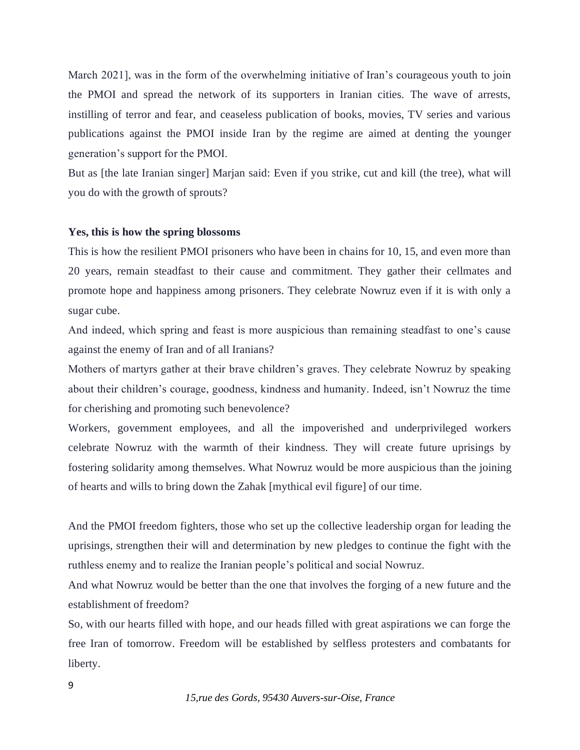March 2021], was in the form of the overwhelming initiative of Iran's courageous youth to join the PMOI and spread the network of its supporters in Iranian cities. The wave of arrests, instilling of terror and fear, and ceaseless publication of books, movies, TV series and various publications against the PMOI inside Iran by the regime are aimed at denting the younger generation's support for the PMOI.

But as [the late Iranian singer] Marjan said: Even if you strike, cut and kill (the tree), what will you do with the growth of sprouts?

**Yes, this is how the spring blossoms**

This is how the resilient PMOI prisoners who have been in chains for 10, 15, and even more than 20 years, remain steadfast to their cause and commitment. They gather their cellmates and promote hope and happiness among prisoners. They celebrate Nowruz even if it is with only a sugar cube.

And indeed, which spring and feast is more auspicious than remaining steadfast to one's cause against the enemy of Iran and of all Iranians?

Mothers of martyrs gather at their brave children's graves. They celebrate Nowruz by speaking about their children's courage, goodness, kindness and humanity. Indeed, isn't Nowruz the time for cherishing and promoting such benevolence?

Workers, government employees, and all the impoverished and underprivileged workers celebrate Nowruz with the warmth of their kindness. They will create future uprisings by fostering solidarity among themselves. What Nowruz would be more auspicious than the joining of hearts and wills to bring down the Zahak [mythical evil figure] of our time.

And the PMOI freedom fighters, those who set up the collective leadership organ for leading the uprisings, strengthen their will and determination by new pledges to continue the fight with the ruthless enemy and to realize the Iranian people's political and social Nowruz.

And what Nowruz would be better than the one that involves the forging of a new future and the establishment of freedom?

So, with our hearts filled with hope, and our heads filled with great aspirations we can forge the free Iran of tomorrow. Freedom will be established by selfless protesters and combatants for liberty.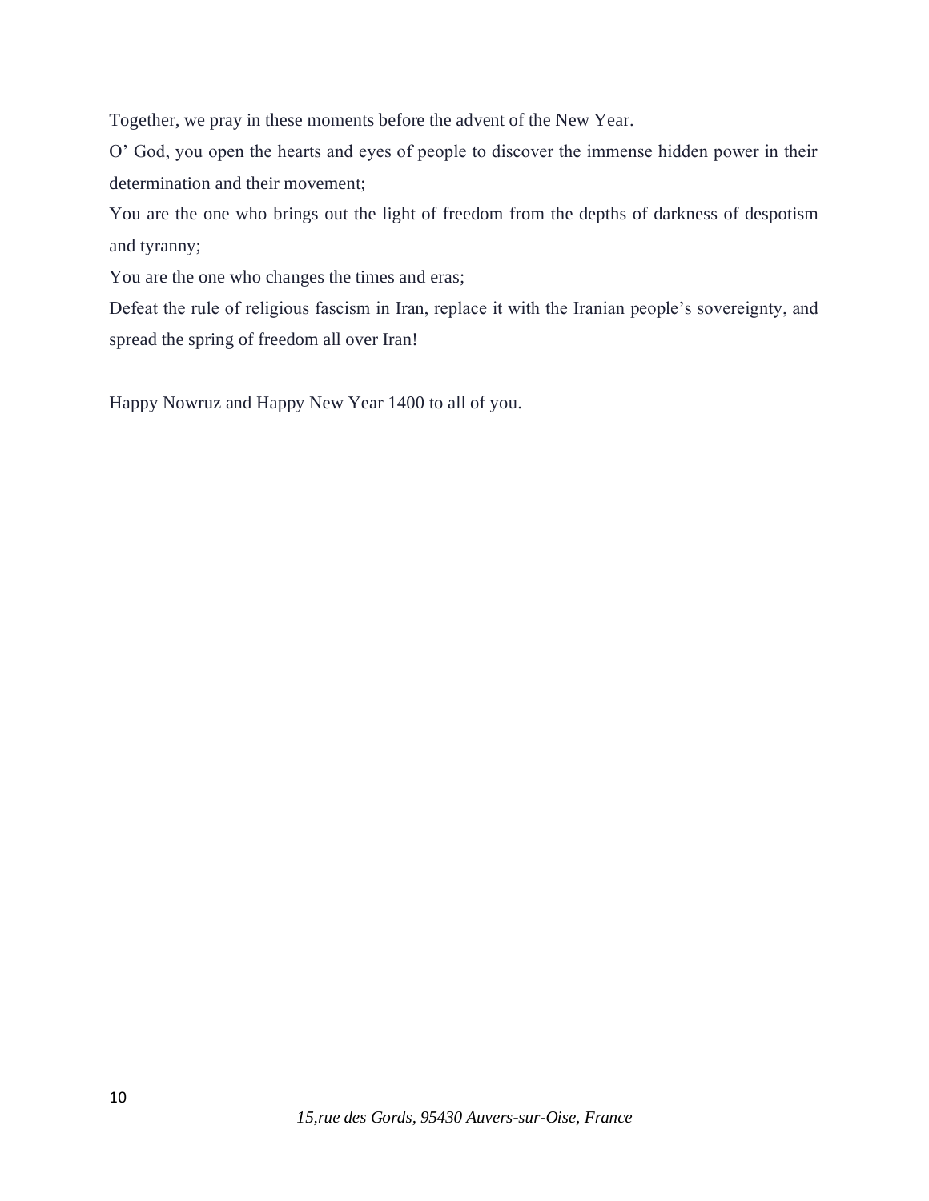Together, we pray in these moments before the advent of the New Year.

O' God, you open the hearts and eyes of people to discover the immense hidden power in their determination and their movement;

You are the one who brings out the light of freedom from the depths of darkness of despotism and tyranny;

You are the one who changes the times and eras;

Defeat the rule of religious fascism in Iran, replace it with the Iranian people's sovereignty, and spread the spring of freedom all over Iran!

Happy Nowruz and Happy New Year 1400 to all of you.